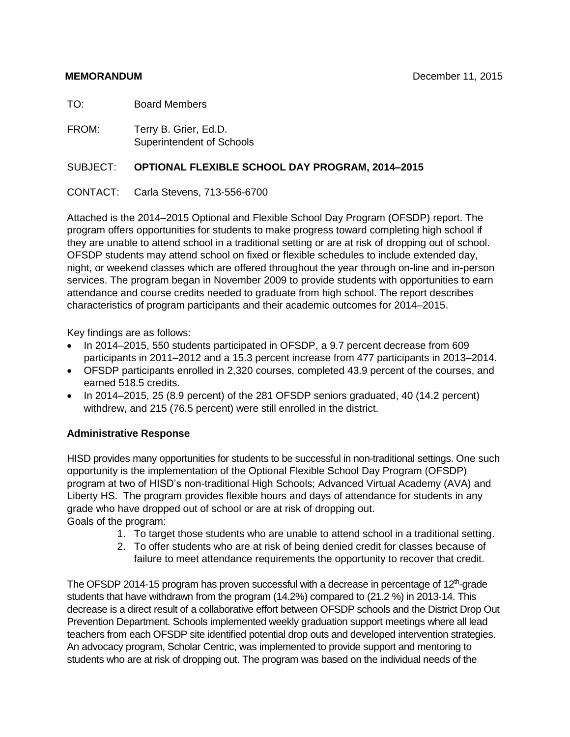**MEMORANDUM** December 11, 2015

TO: Board Members

FROM: Terry B. Grier, Ed.D.
Superintendent of Schools

SUBJECT: **OPTIONAL FLEXIBLE SCHOOL DAY PROGRAM, 2014–2015**

CONTACT: Carla Stevens, 713-556-6700

Attached is the 2014–2015 Optional and Flexible School Day Program (OFSDP) report. The program offers opportunities for students to make progress toward completing high school if they are unable to attend school in a traditional setting or are at risk of dropping out of school. OFSDP students may attend school on fixed or flexible schedules to include extended day, night, or weekend classes which are offered throughout the year through on-line and in-person services. The program began in November 2009 to provide students with opportunities to earn attendance and course credits needed to graduate from high school. The report describes characteristics of program participants and their academic outcomes for 2014–2015.

Key findings are as follows:

- In 2014–2015, 550 students participated in OFSDP, a 9.7 percent decrease from 609 participants in 2011–2012 and a 15.3 percent increase from 477 participants in 2013–2014.
- OFSDP participants enrolled in 2,320 courses, completed 43.9 percent of the courses, and earned 518.5 credits.
- In 2014–2015, 25 (8.9 percent) of the 281 OFSDP seniors graduated, 40 (14.2 percent) withdrew, and 215 (76.5 percent) were still enrolled in the district.

**Administrative Response**

HISD provides many opportunities for students to be successful in non-traditional settings. One such opportunity is the implementation of the Optional Flexible School Day Program (OFSDP) program at two of HISD's non-traditional High Schools; Advanced Virtual Academy (AVA) and Liberty HS. The program provides flexible hours and days of attendance for students in any grade who have dropped out of school or are at risk of dropping out.
Goals of the program:

1. To target those students who are unable to attend school in a traditional setting.
2. To offer students who are at risk of being denied credit for classes because of failure to meet attendance requirements the opportunity to recover that credit.

The OFSDP 2014-15 program has proven successful with a decrease in percentage of 12th-grade students that have withdrawn from the program (14.2%) compared to (21.2 %) in 2013-14. This decrease is a direct result of a collaborative effort between OFSDP schools and the District Drop Out Prevention Department. Schools implemented weekly graduation support meetings where all lead teachers from each OFSDP site identified potential drop outs and developed intervention strategies. An advocacy program, Scholar Centric, was implemented to provide support and mentoring to students who are at risk of dropping out. The program was based on the individual needs of the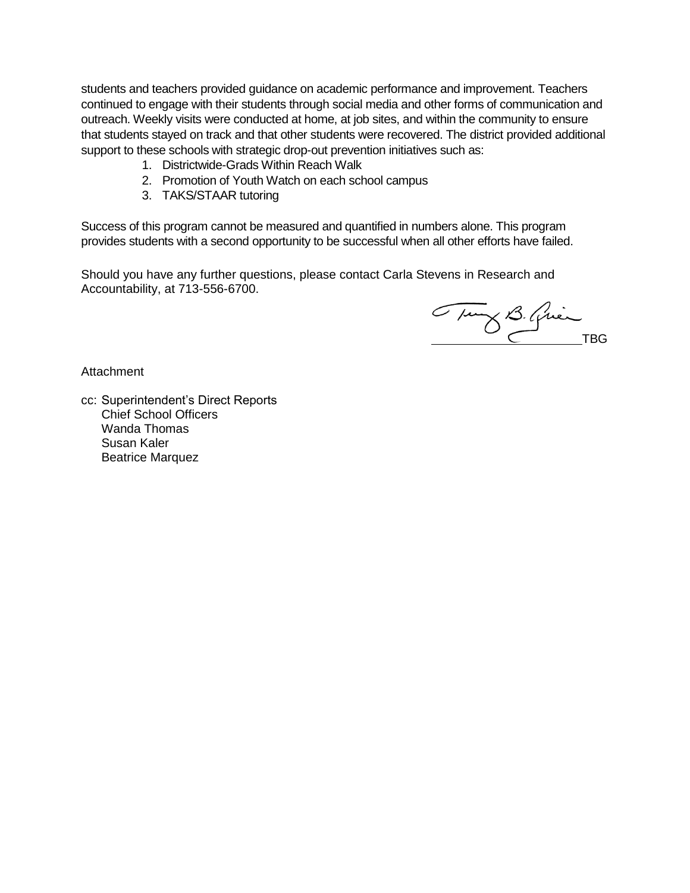students and teachers provided guidance on academic performance and improvement. Teachers continued to engage with their students through social media and other forms of communication and outreach. Weekly visits were conducted at home, at job sites, and within the community to ensure that students stayed on track and that other students were recovered. The district provided additional support to these schools with strategic drop-out prevention initiatives such as:

1. Districtwide-Grads Within Reach Walk
2. Promotion of Youth Watch on each school campus
3. TAKS/STAAR tutoring

Success of this program cannot be measured and quantified in numbers alone. This program provides students with a second opportunity to be successful when all other efforts have failed.

Should you have any further questions, please contact Carla Stevens in Research and Accountability, at 713-556-6700.

TBG

Attachment

cc: Superintendent's Direct Reports
Chief School Officers
Wanda Thomas
Susan Kaler
Beatrice Marquez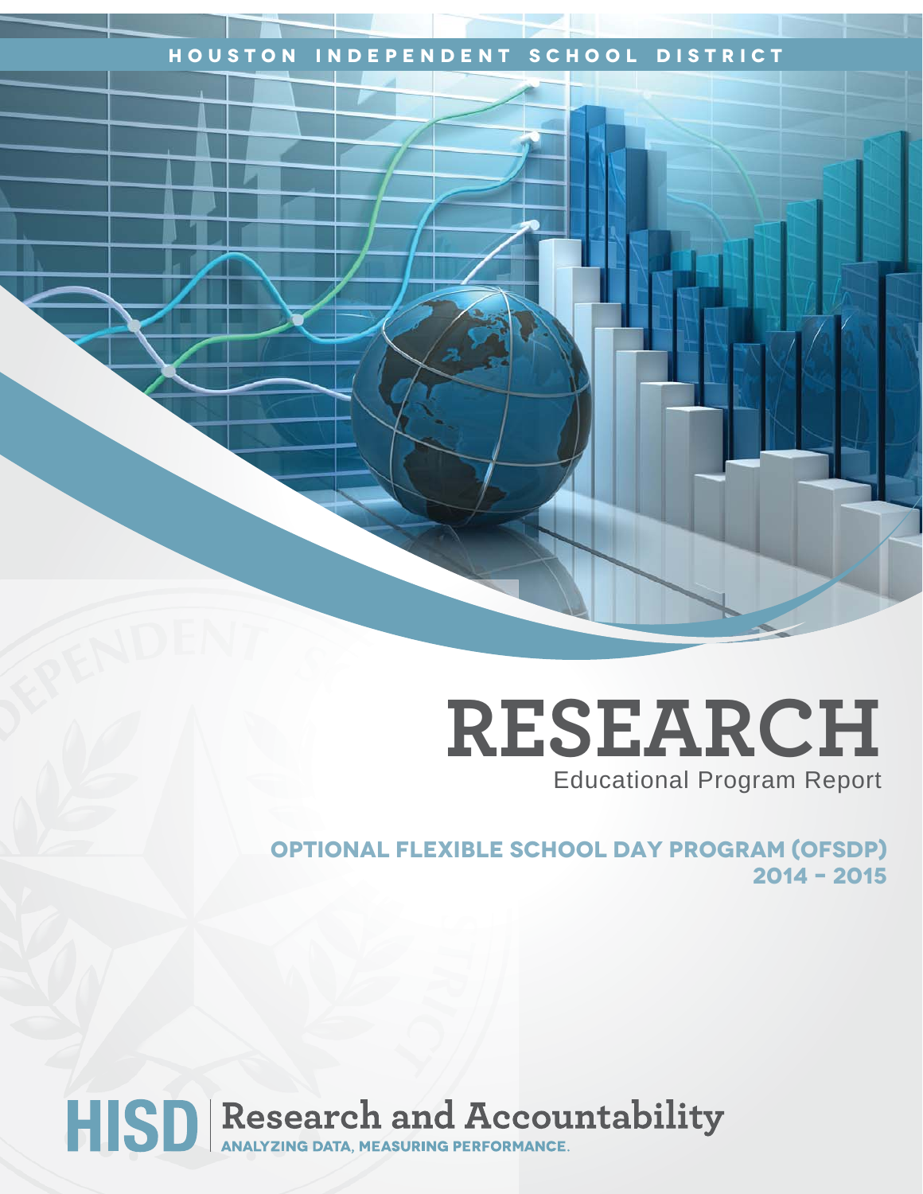HOUSTON INDEPENDENT SCHOOL DISTRICT

# RESEARCH

Educational Program Report

## OPTIONAL FLEXIBLE SCHOOL DAY PROGRAM (OFSDP) 2014 - 2015

HISD | Research and Accountability

ANALYZING DATA, MEASURING PERFORMANCE.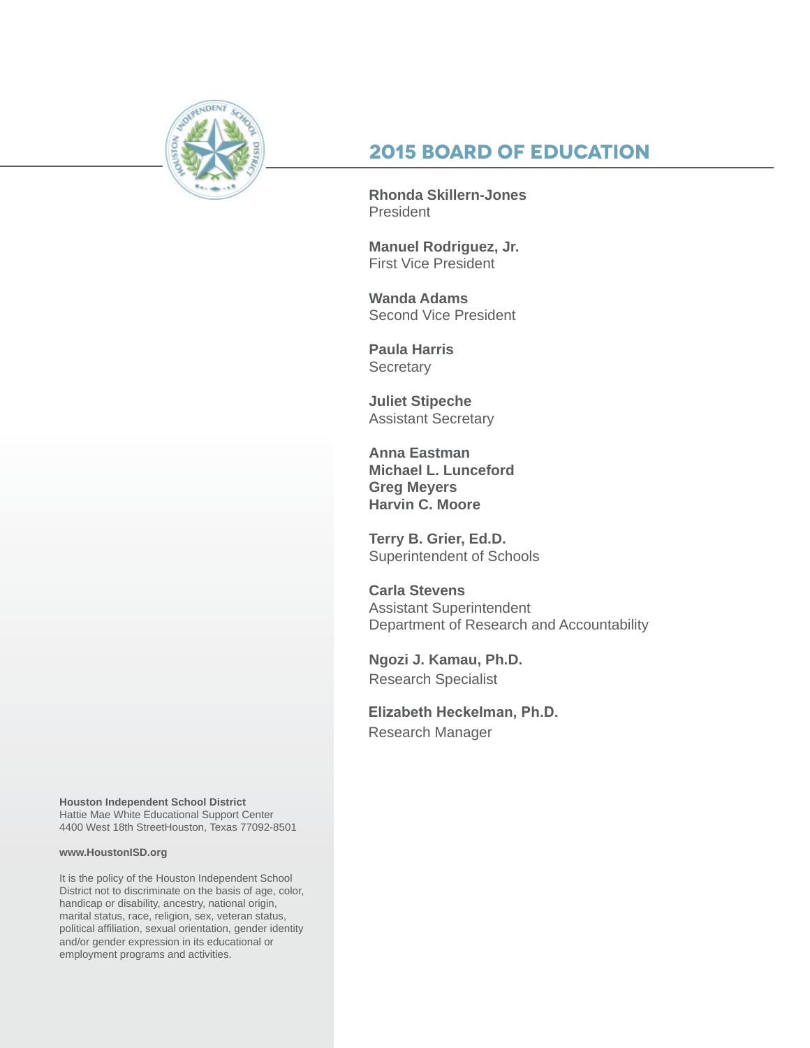## 2015 BOARD OF EDUCATION

**Rhonda Skillern-Jones**
President

**Manuel Rodriguez, Jr.**
First Vice President

**Wanda Adams**
Second Vice President

**Paula Harris**
Secretary

**Juliet Stipeche**
Assistant Secretary

**Anna Eastman**
**Michael L. Lunceford**
**Greg Meyers**
**Harvin C. Moore**

**Terry B. Grier, Ed.D.**
Superintendent of Schools

**Carla Stevens**
Assistant Superintendent
Department of Research and Accountability

**Ngozi J. Kamau, Ph.D.**
Research Specialist

**Elizabeth Heckelman, Ph.D.**
Research Manager

**Houston Independent School District**
Hattie Mae White Educational Support Center
4400 West 18th StreetHouston, Texas 77092-8501

**www.HoustonISD.org**

It is the policy of the Houston Independent School District not to discriminate on the basis of age, color, handicap or disability, ancestry, national origin, marital status, race, religion, sex, veteran status, political affiliation, sexual orientation, gender identity and/or gender expression in its educational or employment programs and activities.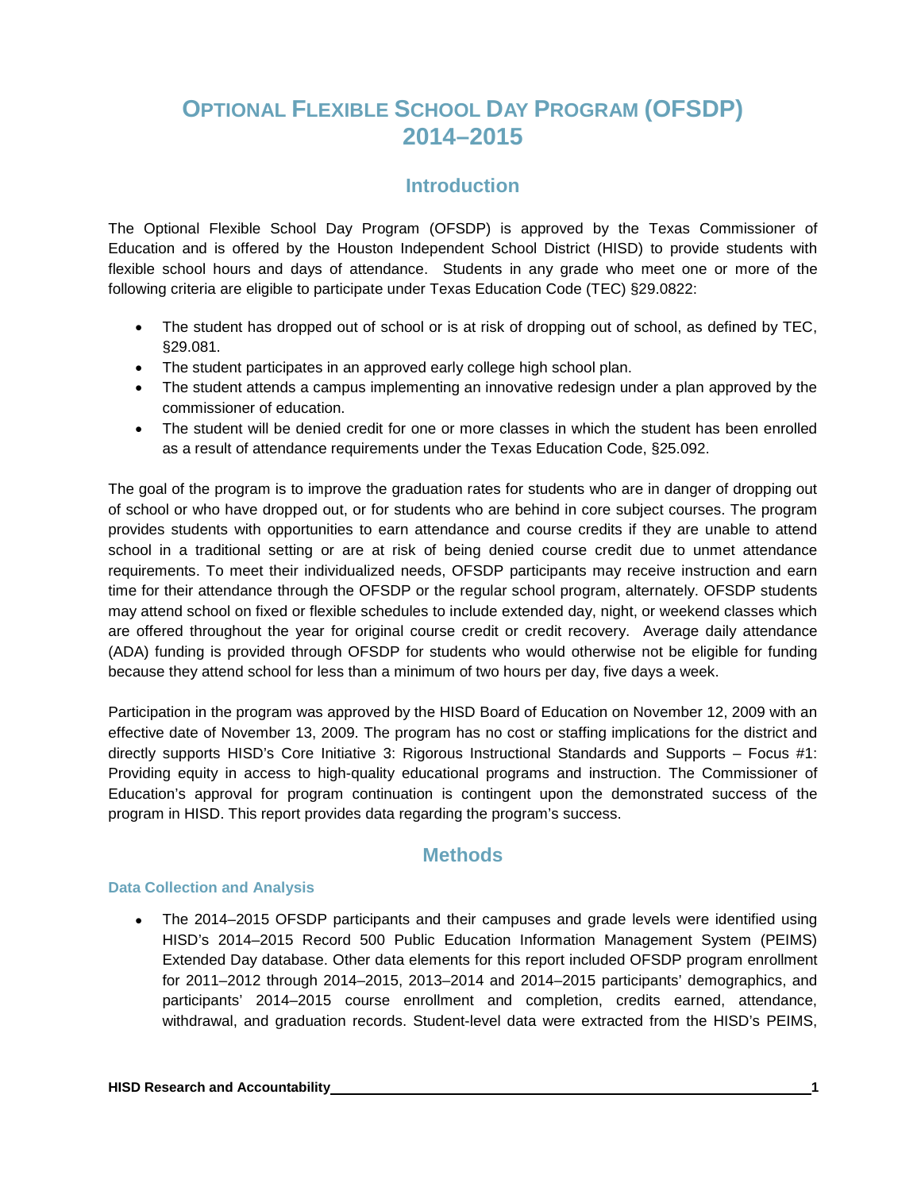# OPTIONAL FLEXIBLE SCHOOL DAY PROGRAM (OFSDP) 2014–2015

## Introduction

The Optional Flexible School Day Program (OFSDP) is approved by the Texas Commissioner of Education and is offered by the Houston Independent School District (HISD) to provide students with flexible school hours and days of attendance. Students in any grade who meet one or more of the following criteria are eligible to participate under Texas Education Code (TEC) §29.0822:

- The student has dropped out of school or is at risk of dropping out of school, as defined by TEC, §29.081.
- The student participates in an approved early college high school plan.
- The student attends a campus implementing an innovative redesign under a plan approved by the commissioner of education.
- The student will be denied credit for one or more classes in which the student has been enrolled as a result of attendance requirements under the Texas Education Code, §25.092.

The goal of the program is to improve the graduation rates for students who are in danger of dropping out of school or who have dropped out, or for students who are behind in core subject courses. The program provides students with opportunities to earn attendance and course credits if they are unable to attend school in a traditional setting or are at risk of being denied course credit due to unmet attendance requirements. To meet their individualized needs, OFSDP participants may receive instruction and earn time for their attendance through the OFSDP or the regular school program, alternately. OFSDP students may attend school on fixed or flexible schedules to include extended day, night, or weekend classes which are offered throughout the year for original course credit or credit recovery. Average daily attendance (ADA) funding is provided through OFSDP for students who would otherwise not be eligible for funding because they attend school for less than a minimum of two hours per day, five days a week.

Participation in the program was approved by the HISD Board of Education on November 12, 2009 with an effective date of November 13, 2009. The program has no cost or staffing implications for the district and directly supports HISD's Core Initiative 3: Rigorous Instructional Standards and Supports – Focus #1: Providing equity in access to high-quality educational programs and instruction. The Commissioner of Education's approval for program continuation is contingent upon the demonstrated success of the program in HISD. This report provides data regarding the program's success.

## Methods

### Data Collection and Analysis

- The 2014–2015 OFSDP participants and their campuses and grade levels were identified using HISD's 2014–2015 Record 500 Public Education Information Management System (PEIMS) Extended Day database. Other data elements for this report included OFSDP program enrollment for 2011–2012 through 2014–2015, 2013–2014 and 2014–2015 participants' demographics, and participants' 2014–2015 course enrollment and completion, credits earned, attendance, withdrawal, and graduation records. Student-level data were extracted from the HISD's PEIMS,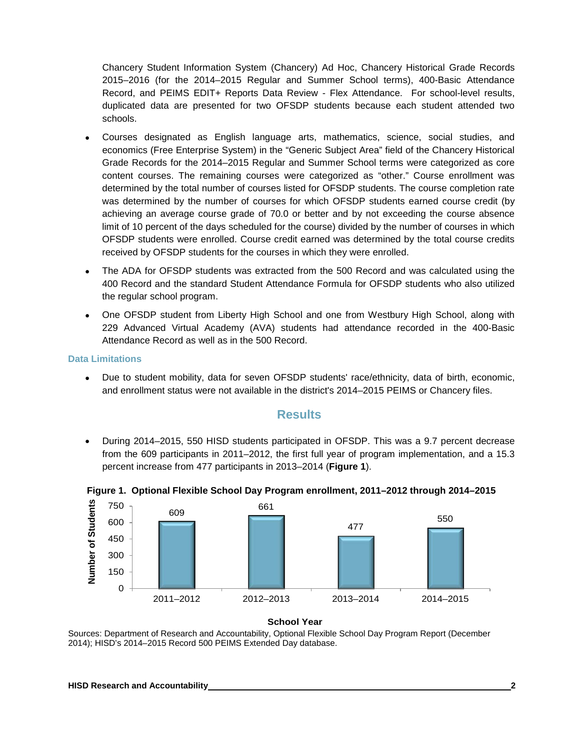Chancery Student Information System (Chancery) Ad Hoc, Chancery Historical Grade Records 2015–2016 (for the 2014–2015 Regular and Summer School terms), 400-Basic Attendance Record, and PEIMS EDIT+ Reports Data Review - Flex Attendance. For school-level results, duplicated data are presented for two OFSDP students because each student attended two schools.

- Courses designated as English language arts, mathematics, science, social studies, and economics (Free Enterprise System) in the "Generic Subject Area" field of the Chancery Historical Grade Records for the 2014–2015 Regular and Summer School terms were categorized as core content courses. The remaining courses were categorized as "other." Course enrollment was determined by the total number of courses listed for OFSDP students. The course completion rate was determined by the number of courses for which OFSDP students earned course credit (by achieving an average course grade of 70.0 or better and by not exceeding the course absence limit of 10 percent of the days scheduled for the course) divided by the number of courses in which OFSDP students were enrolled. Course credit earned was determined by the total course credits received by OFSDP students for the courses in which they were enrolled.
- The ADA for OFSDP students was extracted from the 500 Record and was calculated using the 400 Record and the standard Student Attendance Formula for OFSDP students who also utilized the regular school program.
- One OFSDP student from Liberty High School and one from Westbury High School, along with 229 Advanced Virtual Academy (AVA) students had attendance recorded in the 400-Basic Attendance Record as well as in the 500 Record.

### Data Limitations

- Due to student mobility, data for seven OFSDP students' race/ethnicity, data of birth, economic, and enrollment status were not available in the district's 2014–2015 PEIMS or Chancery files.

## Results

- During 2014–2015, 550 HISD students participated in OFSDP. This was a 9.7 percent decrease from the 609 participants in 2011–2012, the first full year of program implementation, and a 15.3 percent increase from 477 participants in 2013–2014 (**Figure 1**).

**Figure 1. Optional Flexible School Day Program enrollment, 2011–2012 through 2014–2015**

| School Year | Number of Students |
|---|---|
| 2011–2012 | 609 |
| 2012–2013 | 661 |
| 2013–2014 | 477 |
| 2014–2015 | 550 |

Sources: Department of Research and Accountability, Optional Flexible School Day Program Report (December 2014); HISD's 2014–2015 Record 500 PEIMS Extended Day database.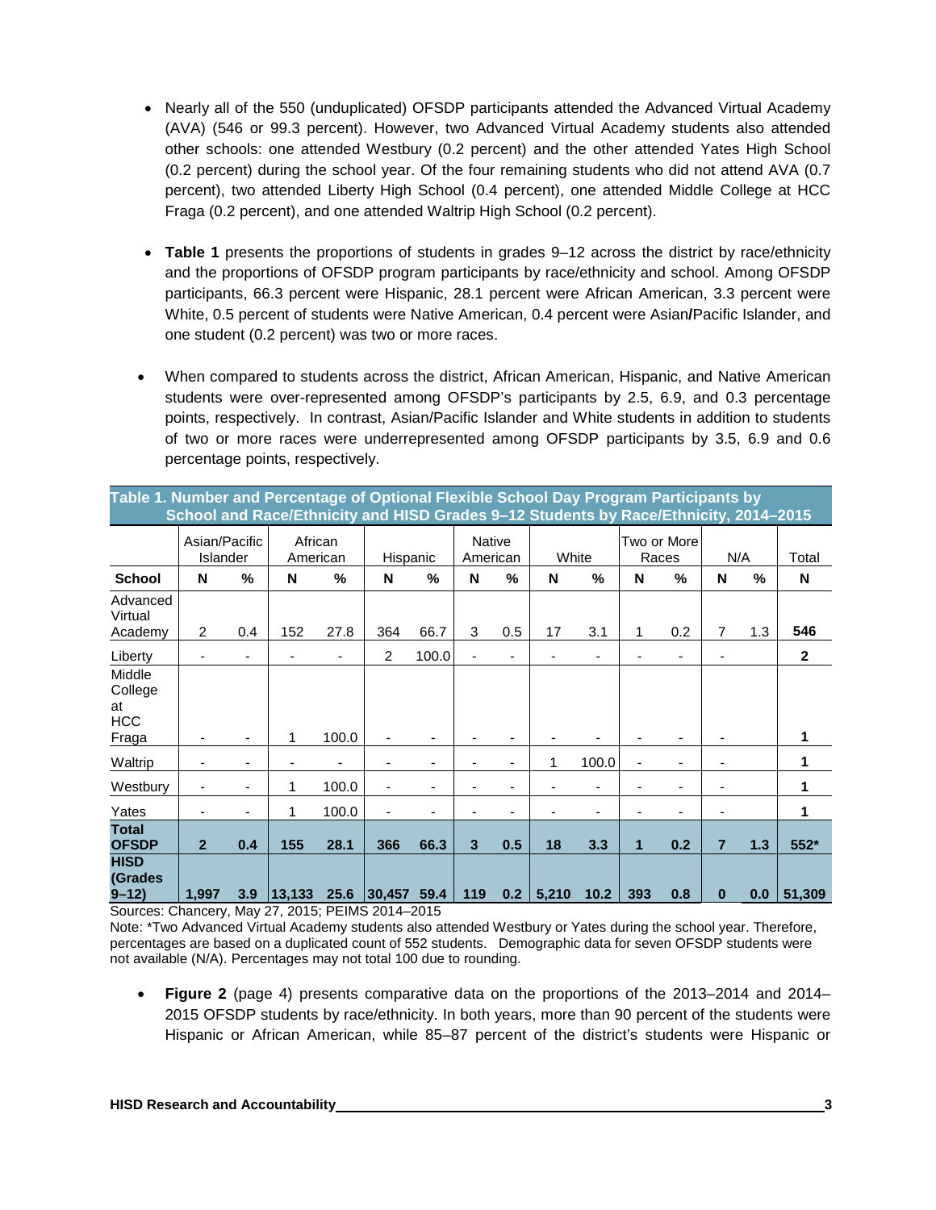- Nearly all of the 550 (unduplicated) OFSDP participants attended the Advanced Virtual Academy (AVA) (546 or 99.3 percent). However, two Advanced Virtual Academy students also attended other schools: one attended Westbury (0.2 percent) and the other attended Yates High School (0.2 percent) during the school year. Of the four remaining students who did not attend AVA (0.7 percent), two attended Liberty High School (0.4 percent), one attended Middle College at HCC Fraga (0.2 percent), and one attended Waltrip High School (0.2 percent).

- **Table 1** presents the proportions of students in grades 9–12 across the district by race/ethnicity and the proportions of OFSDP program participants by race/ethnicity and school. Among OFSDP participants, 66.3 percent were Hispanic, 28.1 percent were African American, 3.3 percent were White, 0.5 percent of students were Native American, 0.4 percent were Asian/Pacific Islander, and one student (0.2 percent) was two or more races.

- When compared to students across the district, African American, Hispanic, and Native American students were over-represented among OFSDP's participants by 2.5, 6.9, and 0.3 percentage points, respectively. In contrast, Asian/Pacific Islander and White students in addition to students of two or more races were underrepresented among OFSDP participants by 3.5, 6.9 and 0.6 percentage points, respectively.

**Table 1. Number and Percentage of Optional Flexible School Day Program Participants by School and Race/Ethnicity and HISD Grades 9–12 Students by Race/Ethnicity, 2014–2015**

| | Asian/Pacific Islander | | African American | | Hispanic | | Native American | | White | | Two or More Races | | N/A | | Total |
|---|---|---|---|---|---|---|---|---|---|---|---|---|---|---|---|
| **School** | **N** | **%** | **N** | **%** | **N** | **%** | **N** | **%** | **N** | **%** | **N** | **%** | **N** | **%** | **N** |
| Advanced Virtual Academy | 2 | 0.4 | 152 | 27.8 | 364 | 66.7 | 3 | 0.5 | 17 | 3.1 | 1 | 0.2 | 7 | 1.3 | **546** |
| Liberty | - | - | - | - | 2 | 100.0 | - | - | - | - | - | - | - | | **2** |
| Middle College at HCC Fraga | - | - | 1 | 100.0 | - | - | - | - | - | - | - | - | - | | **1** |
| Waltrip | - | - | - | - | - | - | - | - | 1 | 100.0 | - | - | - | | **1** |
| Westbury | - | - | 1 | 100.0 | - | - | - | - | - | - | - | - | - | | **1** |
| Yates | - | - | 1 | 100.0 | - | - | - | - | - | - | - | - | - | | **1** |
| **Total OFSDP** | **2** | **0.4** | **155** | **28.1** | **366** | **66.3** | **3** | **0.5** | **18** | **3.3** | **1** | **0.2** | **7** | **1.3** | **552*** |
| **HISD (Grades 9–12)** | **1,997** | **3.9** | **13,133** | **25.6** | **30,457** | **59.4** | **119** | **0.2** | **5,210** | **10.2** | **393** | **0.8** | **0** | **0.0** | **51,309** |

Sources: Chancery, May 27, 2015; PEIMS 2014–2015

Note: *Two Advanced Virtual Academy students also attended Westbury or Yates during the school year. Therefore, percentages are based on a duplicated count of 552 students. Demographic data for seven OFSDP students were not available (N/A). Percentages may not total 100 due to rounding.

- **Figure 2** (page 4) presents comparative data on the proportions of the 2013–2014 and 2014–2015 OFSDP students by race/ethnicity. In both years, more than 90 percent of the students were Hispanic or African American, while 85–87 percent of the district's students were Hispanic or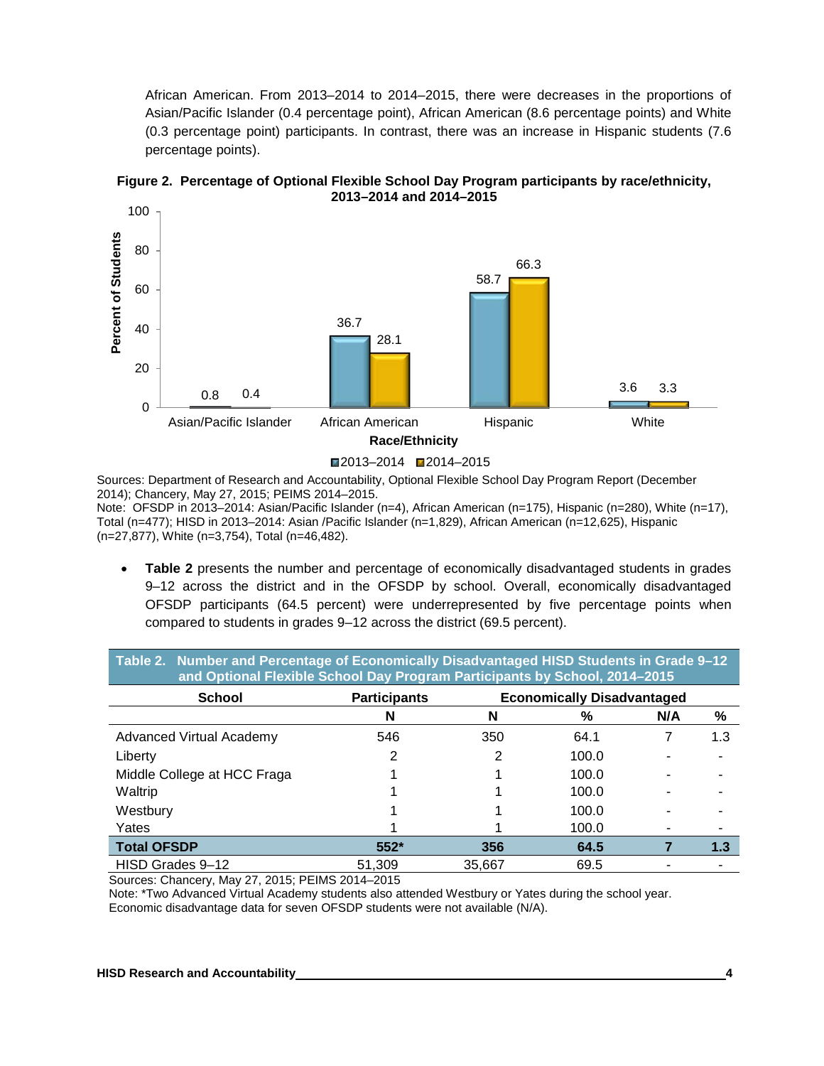African American. From 2013–2014 to 2014–2015, there were decreases in the proportions of Asian/Pacific Islander (0.4 percentage point), African American (8.6 percentage points) and White (0.3 percentage point) participants. In contrast, there was an increase in Hispanic students (7.6 percentage points).

**Figure 2. Percentage of Optional Flexible School Day Program participants by race/ethnicity, 2013–2014 and 2014–2015**

| Race/Ethnicity | 2013–2014 | 2014–2015 |
|---|---|---|
| Asian/Pacific Islander | 0.8 | 0.4 |
| African American | 36.7 | 28.1 |
| Hispanic | 58.7 | 66.3 |
| White | 3.6 | 3.3 |

Sources: Department of Research and Accountability, Optional Flexible School Day Program Report (December 2014); Chancery, May 27, 2015; PEIMS 2014–2015.
Note: OFSDP in 2013–2014: Asian/Pacific Islander (n=4), African American (n=175), Hispanic (n=280), White (n=17), Total (n=477); HISD in 2013–2014: Asian /Pacific Islander (n=1,829), African American (n=12,625), Hispanic (n=27,877), White (n=3,754), Total (n=46,482).

- **Table 2** presents the number and percentage of economically disadvantaged students in grades 9–12 across the district and in the OFSDP by school. Overall, economically disadvantaged OFSDP participants (64.5 percent) were underrepresented by five percentage points when compared to students in grades 9–12 across the district (69.5 percent).

**Table 2. Number and Percentage of Economically Disadvantaged HISD Students in Grade 9–12 and Optional Flexible School Day Program Participants by School, 2014–2015**

| School | Participants | Economically Disadvantaged | | | |
|---|---|---|---|---|---|
| | N | N | % | N/A | % |
| Advanced Virtual Academy | 546 | 350 | 64.1 | 7 | 1.3 |
| Liberty | 2 | 2 | 100.0 | - | - |
| Middle College at HCC Fraga | 1 | 1 | 100.0 | - | - |
| Waltrip | 1 | 1 | 100.0 | - | - |
| Westbury | 1 | 1 | 100.0 | - | - |
| Yates | 1 | 1 | 100.0 | - | - |
| **Total OFSDP** | **552*** | **356** | **64.5** | **7** | **1.3** |
| HISD Grades 9–12 | 51,309 | 35,667 | 69.5 | - | - |

Sources: Chancery, May 27, 2015; PEIMS 2014–2015
Note: *Two Advanced Virtual Academy students also attended Westbury or Yates during the school year. Economic disadvantage data for seven OFSDP students were not available (N/A).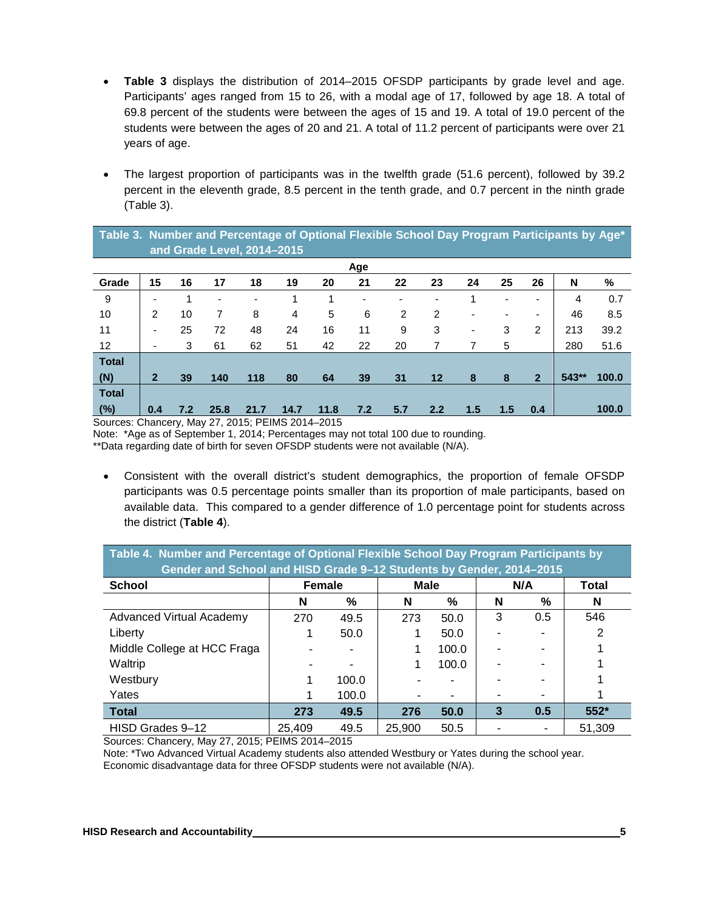- **Table 3** displays the distribution of 2014–2015 OFSDP participants by grade level and age. Participants' ages ranged from 15 to 26, with a modal age of 17, followed by age 18. A total of 69.8 percent of the students were between the ages of 15 and 19. A total of 19.0 percent of the students were between the ages of 20 and 21. A total of 11.2 percent of participants were over 21 years of age.

- The largest proportion of participants was in the twelfth grade (51.6 percent), followed by 39.2 percent in the eleventh grade, 8.5 percent in the tenth grade, and 0.7 percent in the ninth grade (Table 3).

**Table 3. Number and Percentage of Optional Flexible School Day Program Participants by Age* and Grade Level, 2014–2015**

| | Age | | | | | | | | | | | | | |
|---|---|---|---|---|---|---|---|---|---|---|---|---|---|---|
| **Grade** | **15** | **16** | **17** | **18** | **19** | **20** | **21** | **22** | **23** | **24** | **25** | **26** | **N** | **%** |
| 9 | - | 1 | - | - | 1 | 1 | - | - | - | 1 | - | - | 4 | 0.7 |
| 10 | 2 | 10 | 7 | 8 | 4 | 5 | 6 | 2 | 2 | - | - | - | 46 | 8.5 |
| 11 | - | 25 | 72 | 48 | 24 | 16 | 11 | 9 | 3 | - | 3 | 2 | 213 | 39.2 |
| 12 | - | 3 | 61 | 62 | 51 | 42 | 22 | 20 | 7 | 7 | 5 | | 280 | 51.6 |
| **Total (N)** | **2** | **39** | **140** | **118** | **80** | **64** | **39** | **31** | **12** | **8** | **8** | **2** | **543**** | **100.0** |
| **Total (%)** | **0.4** | **7.2** | **25.8** | **21.7** | **14.7** | **11.8** | **7.2** | **5.7** | **2.2** | **1.5** | **1.5** | **0.4** | | **100.0** |

Sources: Chancery, May 27, 2015; PEIMS 2014–2015
Note: *Age as of September 1, 2014; Percentages may not total 100 due to rounding.
**Data regarding date of birth for seven OFSDP students were not available (N/A).

- Consistent with the overall district's student demographics, the proportion of female OFSDP participants was 0.5 percentage points smaller than its proportion of male participants, based on available data. This compared to a gender difference of 1.0 percentage point for students across the district (**Table 4**).

**Table 4. Number and Percentage of Optional Flexible School Day Program Participants by Gender and School and HISD Grade 9–12 Students by Gender, 2014–2015**

| **School** | **Female** | | **Male** | | **N/A** | | **Total** |
|---|---|---|---|---|---|---|---|
| | **N** | **%** | **N** | **%** | **N** | **%** | **N** |
| Advanced Virtual Academy | 270 | 49.5 | 273 | 50.0 | 3 | 0.5 | 546 |
| Liberty | 1 | 50.0 | 1 | 50.0 | - | - | 2 |
| Middle College at HCC Fraga | - | - | 1 | 100.0 | - | - | 1 |
| Waltrip | - | - | 1 | 100.0 | - | - | 1 |
| Westbury | 1 | 100.0 | - | - | - | - | 1 |
| Yates | 1 | 100.0 | - | - | - | - | 1 |
| **Total** | **273** | **49.5** | **276** | **50.0** | **3** | **0.5** | **552*** |
| HISD Grades 9–12 | 25,409 | 49.5 | 25,900 | 50.5 | - | - | 51,309 |

Sources: Chancery, May 27, 2015; PEIMS 2014–2015
Note: *Two Advanced Virtual Academy students also attended Westbury or Yates during the school year.
Economic disadvantage data for three OFSDP students were not available (N/A).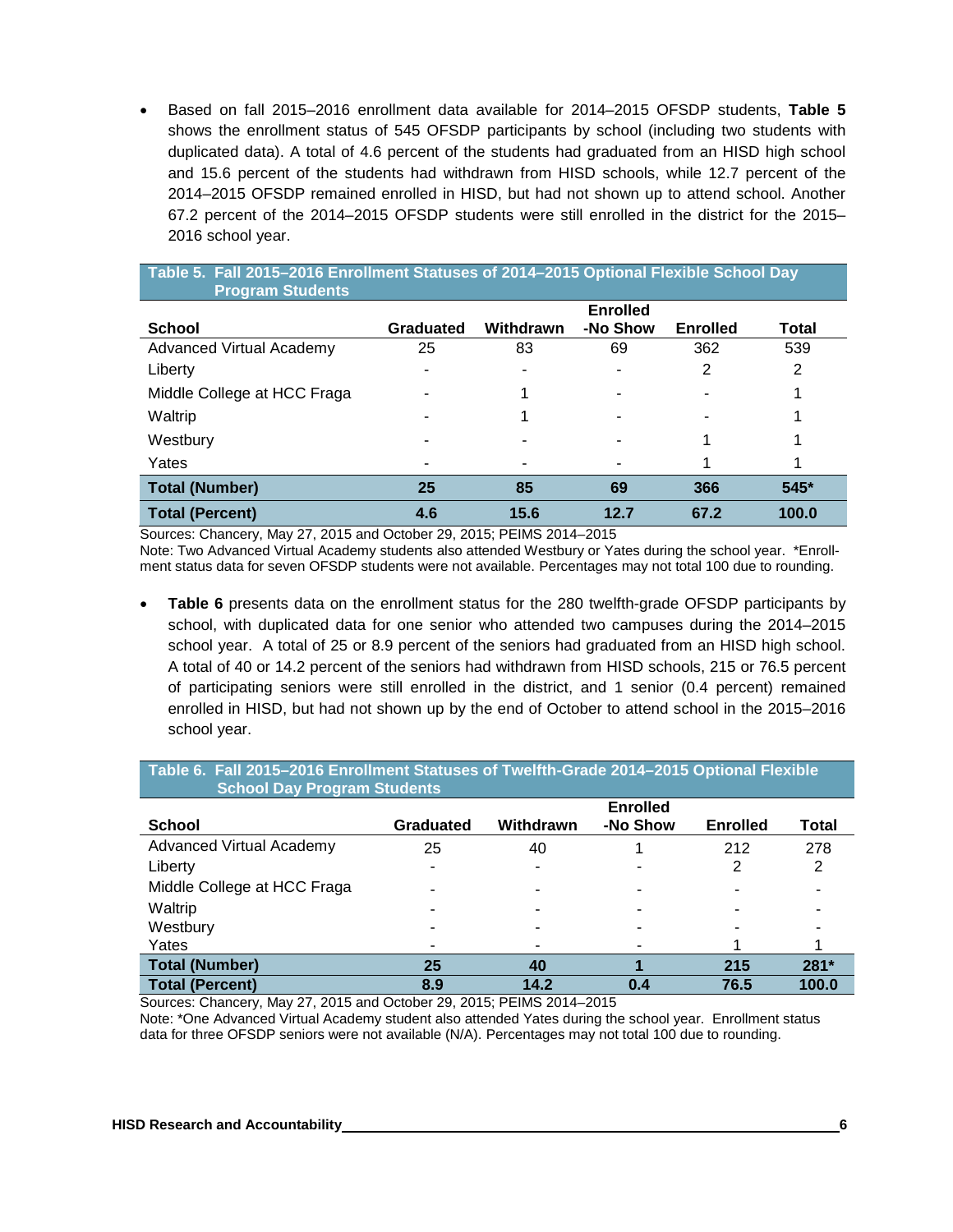- Based on fall 2015–2016 enrollment data available for 2014–2015 OFSDP students, **Table 5** shows the enrollment status of 545 OFSDP participants by school (including two students with duplicated data). A total of 4.6 percent of the students had graduated from an HISD high school and 15.6 percent of the students had withdrawn from HISD schools, while 12.7 percent of the 2014–2015 OFSDP remained enrolled in HISD, but had not shown up to attend school. Another 67.2 percent of the 2014–2015 OFSDP students were still enrolled in the district for the 2015–2016 school year.

**Table 5. Fall 2015–2016 Enrollment Statuses of 2014–2015 Optional Flexible School Day Program Students**

| School | Graduated | Withdrawn | Enrolled -No Show | Enrolled | Total |
|---|---|---|---|---|---|
| Advanced Virtual Academy | 25 | 83 | 69 | 362 | 539 |
| Liberty | - | - | - | 2 | 2 |
| Middle College at HCC Fraga | - | 1 | - | - | 1 |
| Waltrip | - | 1 | - | - | 1 |
| Westbury | - | - | - | 1 | 1 |
| Yates | - | - | - | 1 | 1 |
| **Total (Number)** | **25** | **85** | **69** | **366** | **545*** |
| **Total (Percent)** | **4.6** | **15.6** | **12.7** | **67.2** | **100.0** |

Sources: Chancery, May 27, 2015 and October 29, 2015; PEIMS 2014–2015

Note: Two Advanced Virtual Academy students also attended Westbury or Yates during the school year. *Enrollment status data for seven OFSDP students were not available. Percentages may not total 100 due to rounding.

- **Table 6** presents data on the enrollment status for the 280 twelfth-grade OFSDP participants by school, with duplicated data for one senior who attended two campuses during the 2014–2015 school year. A total of 25 or 8.9 percent of the seniors had graduated from an HISD high school. A total of 40 or 14.2 percent of the seniors had withdrawn from HISD schools, 215 or 76.5 percent of participating seniors were still enrolled in the district, and 1 senior (0.4 percent) remained enrolled in HISD, but had not shown up by the end of October to attend school in the 2015–2016 school year.

**Table 6. Fall 2015–2016 Enrollment Statuses of Twelfth-Grade 2014–2015 Optional Flexible School Day Program Students**

| School | Graduated | Withdrawn | Enrolled -No Show | Enrolled | Total |
|---|---|---|---|---|---|
| Advanced Virtual Academy | 25 | 40 | 1 | 212 | 278 |
| Liberty | - | - | - | 2 | 2 |
| Middle College at HCC Fraga | - | - | - | - | - |
| Waltrip | - | - | - | - | - |
| Westbury | - | - | - | - | - |
| Yates | - | - | - | 1 | 1 |
| **Total (Number)** | **25** | **40** | **1** | **215** | **281*** |
| **Total (Percent)** | **8.9** | **14.2** | **0.4** | **76.5** | **100.0** |

Sources: Chancery, May 27, 2015 and October 29, 2015; PEIMS 2014–2015

Note: *One Advanced Virtual Academy student also attended Yates during the school year. Enrollment status data for three OFSDP seniors were not available (N/A). Percentages may not total 100 due to rounding.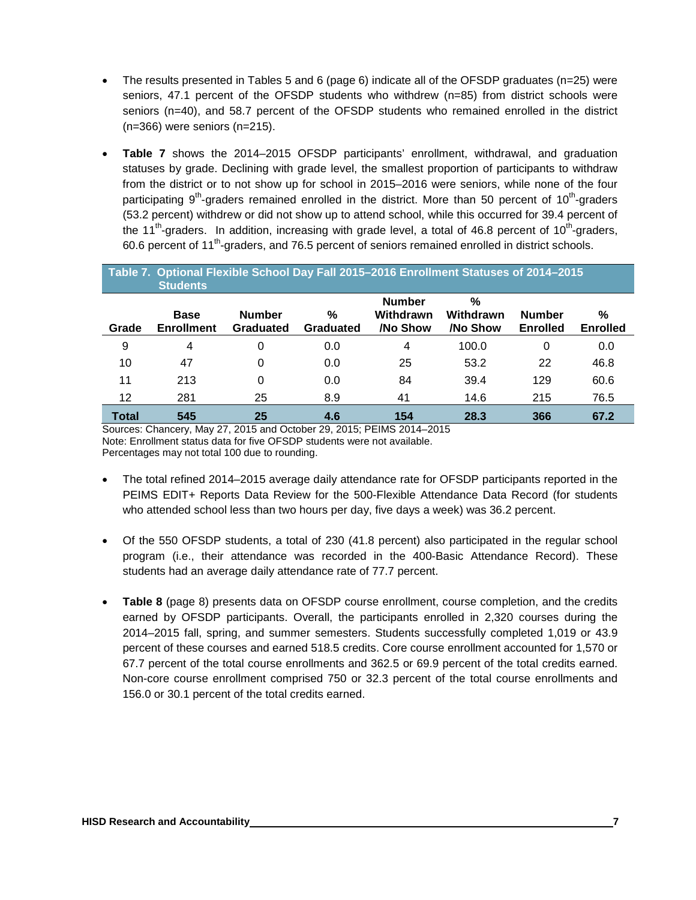- The results presented in Tables 5 and 6 (page 6) indicate all of the OFSDP graduates (n=25) were seniors, 47.1 percent of the OFSDP students who withdrew (n=85) from district schools were seniors (n=40), and 58.7 percent of the OFSDP students who remained enrolled in the district (n=366) were seniors (n=215).

- **Table 7** shows the 2014–2015 OFSDP participants' enrollment, withdrawal, and graduation statuses by grade. Declining with grade level, the smallest proportion of participants to withdraw from the district or to not show up for school in 2015–2016 were seniors, while none of the four participating 9th-graders remained enrolled in the district. More than 50 percent of 10th-graders (53.2 percent) withdrew or did not show up to attend school, while this occurred for 39.4 percent of the 11th-graders. In addition, increasing with grade level, a total of 46.8 percent of 10th-graders, 60.6 percent of 11th-graders, and 76.5 percent of seniors remained enrolled in district schools.

**Table 7. Optional Flexible School Day Fall 2015–2016 Enrollment Statuses of 2014–2015 Students**

| Grade | Base Enrollment | Number Graduated | % Graduated | Number Withdrawn /No Show | % Withdrawn /No Show | Number Enrolled | % Enrolled |
|---|---|---|---|---|---|---|---|
| 9 | 4 | 0 | 0.0 | 4 | 100.0 | 0 | 0.0 |
| 10 | 47 | 0 | 0.0 | 25 | 53.2 | 22 | 46.8 |
| 11 | 213 | 0 | 0.0 | 84 | 39.4 | 129 | 60.6 |
| 12 | 281 | 25 | 8.9 | 41 | 14.6 | 215 | 76.5 |
| **Total** | **545** | **25** | **4.6** | **154** | **28.3** | **366** | **67.2** |

Sources: Chancery, May 27, 2015 and October 29, 2015; PEIMS 2014–2015
Note: Enrollment status data for five OFSDP students were not available.
Percentages may not total 100 due to rounding.

- The total refined 2014–2015 average daily attendance rate for OFSDP participants reported in the PEIMS EDIT+ Reports Data Review for the 500-Flexible Attendance Data Record (for students who attended school less than two hours per day, five days a week) was 36.2 percent.

- Of the 550 OFSDP students, a total of 230 (41.8 percent) also participated in the regular school program (i.e., their attendance was recorded in the 400-Basic Attendance Record). These students had an average daily attendance rate of 77.7 percent.

- **Table 8** (page 8) presents data on OFSDP course enrollment, course completion, and the credits earned by OFSDP participants. Overall, the participants enrolled in 2,320 courses during the 2014–2015 fall, spring, and summer semesters. Students successfully completed 1,019 or 43.9 percent of these courses and earned 518.5 credits. Core course enrollment accounted for 1,570 or 67.7 percent of the total course enrollments and 362.5 or 69.9 percent of the total credits earned. Non-core course enrollment comprised 750 or 32.3 percent of the total course enrollments and 156.0 or 30.1 percent of the total credits earned.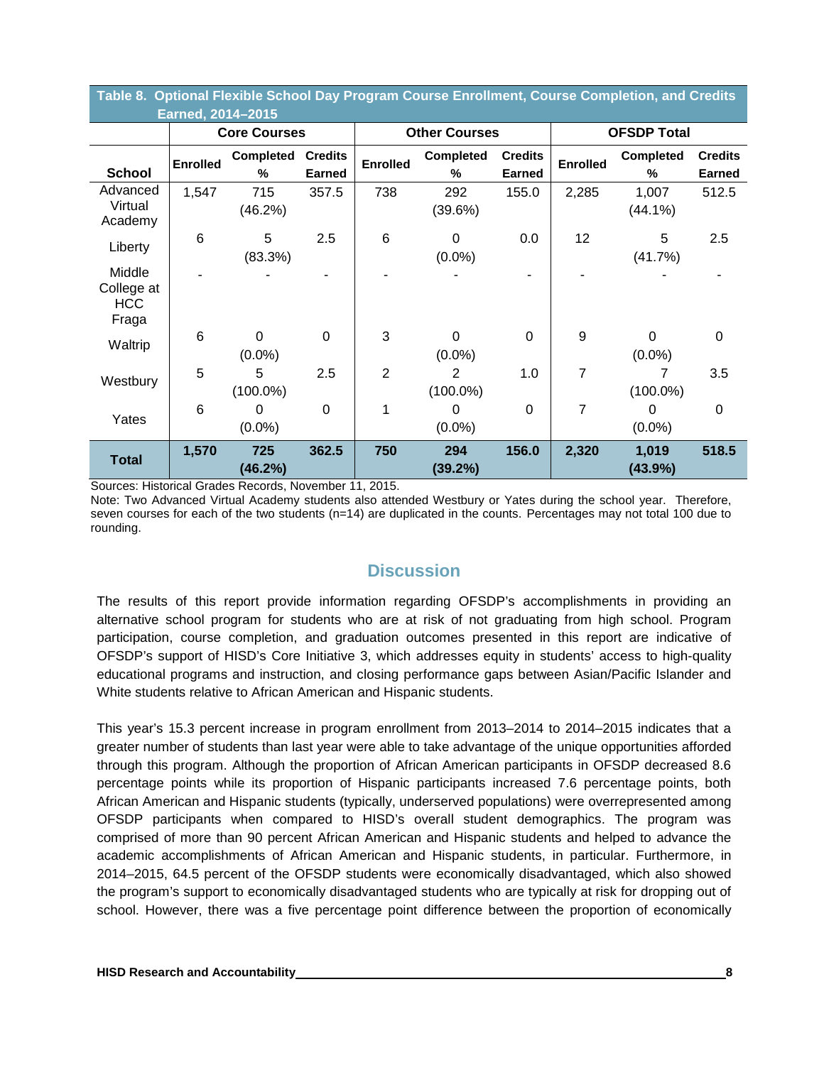**Table 8. Optional Flexible School Day Program Course Enrollment, Course Completion, and Credits Earned, 2014–2015**

| School | Core Courses | | | Other Courses | | | OFSDP Total | | |
|---|---|---|---|---|---|---|---|---|---|
| | Enrolled | Completed % | Credits Earned | Enrolled | Completed % | Credits Earned | Enrolled | Completed % | Credits Earned |
| Advanced Virtual Academy | 1,547 | 715 (46.2%) | 357.5 | 738 | 292 (39.6%) | 155.0 | 2,285 | 1,007 (44.1%) | 512.5 |
| Liberty | 6 | 5 (83.3%) | 2.5 | 6 | 0 (0.0%) | 0.0 | 12 | 5 (41.7%) | 2.5 |
| Middle College at HCC Fraga | - | - | - | - | - | - | - | - | - |
| Waltrip | 6 | 0 (0.0%) | 0 | 3 | 0 (0.0%) | 0 | 9 | 0 (0.0%) | 0 |
| Westbury | 5 | 5 (100.0%) | 2.5 | 2 | 2 (100.0%) | 1.0 | 7 | 7 (100.0%) | 3.5 |
| Yates | 6 | 0 (0.0%) | 0 | 1 | 0 (0.0%) | 0 | 7 | 0 (0.0%) | 0 |
| **Total** | **1,570** | **725 (46.2%)** | **362.5** | **750** | **294 (39.2%)** | **156.0** | **2,320** | **1,019 (43.9%)** | **518.5** |

Sources: Historical Grades Records, November 11, 2015.
Note: Two Advanced Virtual Academy students also attended Westbury or Yates during the school year. Therefore, seven courses for each of the two students (n=14) are duplicated in the counts. Percentages may not total 100 due to rounding.

## Discussion

The results of this report provide information regarding OFSDP's accomplishments in providing an alternative school program for students who are at risk of not graduating from high school. Program participation, course completion, and graduation outcomes presented in this report are indicative of OFSDP's support of HISD's Core Initiative 3, which addresses equity in students' access to high-quality educational programs and instruction, and closing performance gaps between Asian/Pacific Islander and White students relative to African American and Hispanic students.

This year's 15.3 percent increase in program enrollment from 2013–2014 to 2014–2015 indicates that a greater number of students than last year were able to take advantage of the unique opportunities afforded through this program. Although the proportion of African American participants in OFSDP decreased 8.6 percentage points while its proportion of Hispanic participants increased 7.6 percentage points, both African American and Hispanic students (typically, underserved populations) were overrepresented among OFSDP participants when compared to HISD's overall student demographics. The program was comprised of more than 90 percent African American and Hispanic students and helped to advance the academic accomplishments of African American and Hispanic students, in particular. Furthermore, in 2014–2015, 64.5 percent of the OFSDP students were economically disadvantaged, which also showed the program's support to economically disadvantaged students who are typically at risk for dropping out of school. However, there was a five percentage point difference between the proportion of economically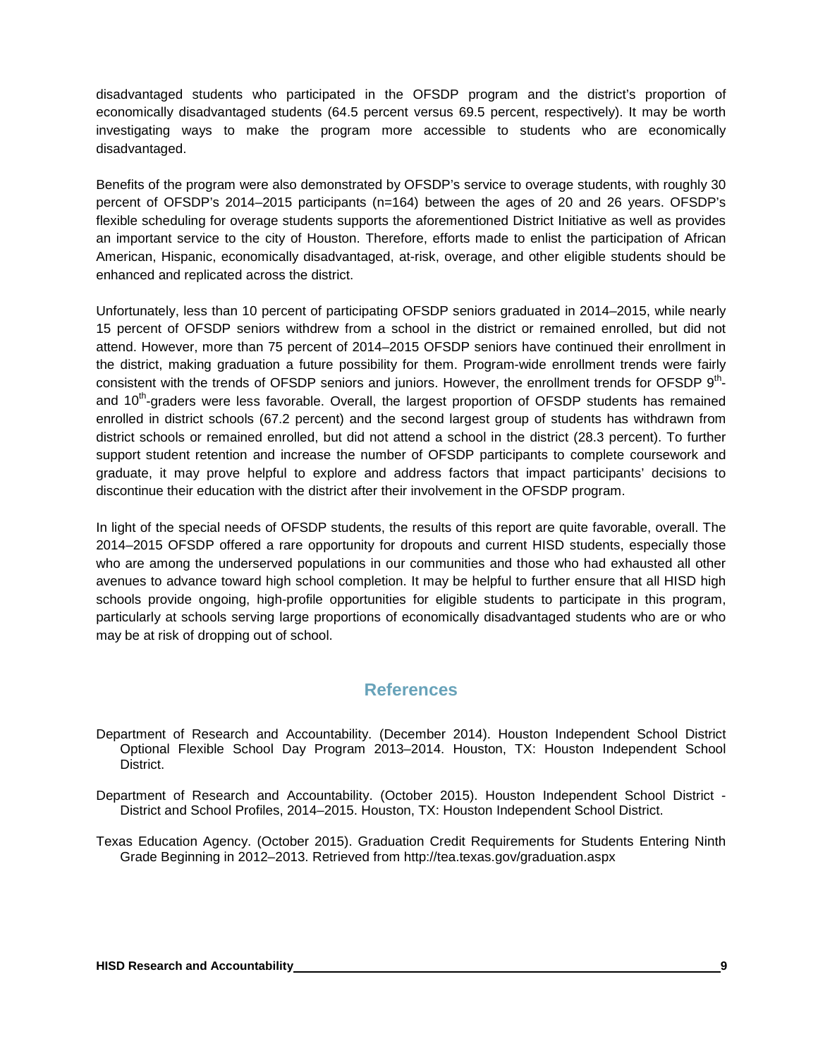disadvantaged students who participated in the OFSDP program and the district's proportion of economically disadvantaged students (64.5 percent versus 69.5 percent, respectively). It may be worth investigating ways to make the program more accessible to students who are economically disadvantaged.

Benefits of the program were also demonstrated by OFSDP's service to overage students, with roughly 30 percent of OFSDP's 2014–2015 participants (n=164) between the ages of 20 and 26 years. OFSDP's flexible scheduling for overage students supports the aforementioned District Initiative as well as provides an important service to the city of Houston. Therefore, efforts made to enlist the participation of African American, Hispanic, economically disadvantaged, at-risk, overage, and other eligible students should be enhanced and replicated across the district.

Unfortunately, less than 10 percent of participating OFSDP seniors graduated in 2014–2015, while nearly 15 percent of OFSDP seniors withdrew from a school in the district or remained enrolled, but did not attend. However, more than 75 percent of 2014–2015 OFSDP seniors have continued their enrollment in the district, making graduation a future possibility for them. Program-wide enrollment trends were fairly consistent with the trends of OFSDP seniors and juniors. However, the enrollment trends for OFSDP 9th- and 10th-graders were less favorable. Overall, the largest proportion of OFSDP students has remained enrolled in district schools (67.2 percent) and the second largest group of students has withdrawn from district schools or remained enrolled, but did not attend a school in the district (28.3 percent). To further support student retention and increase the number of OFSDP participants to complete coursework and graduate, it may prove helpful to explore and address factors that impact participants' decisions to discontinue their education with the district after their involvement in the OFSDP program.

In light of the special needs of OFSDP students, the results of this report are quite favorable, overall. The 2014–2015 OFSDP offered a rare opportunity for dropouts and current HISD students, especially those who are among the underserved populations in our communities and those who had exhausted all other avenues to advance toward high school completion. It may be helpful to further ensure that all HISD high schools provide ongoing, high-profile opportunities for eligible students to participate in this program, particularly at schools serving large proportions of economically disadvantaged students who are or who may be at risk of dropping out of school.

## References

Department of Research and Accountability. (December 2014). Houston Independent School District Optional Flexible School Day Program 2013–2014. Houston, TX: Houston Independent School District.

Department of Research and Accountability. (October 2015). Houston Independent School District - District and School Profiles, 2014–2015. Houston, TX: Houston Independent School District.

Texas Education Agency. (October 2015). Graduation Credit Requirements for Students Entering Ninth Grade Beginning in 2012–2013. Retrieved from http://tea.texas.gov/graduation.aspx